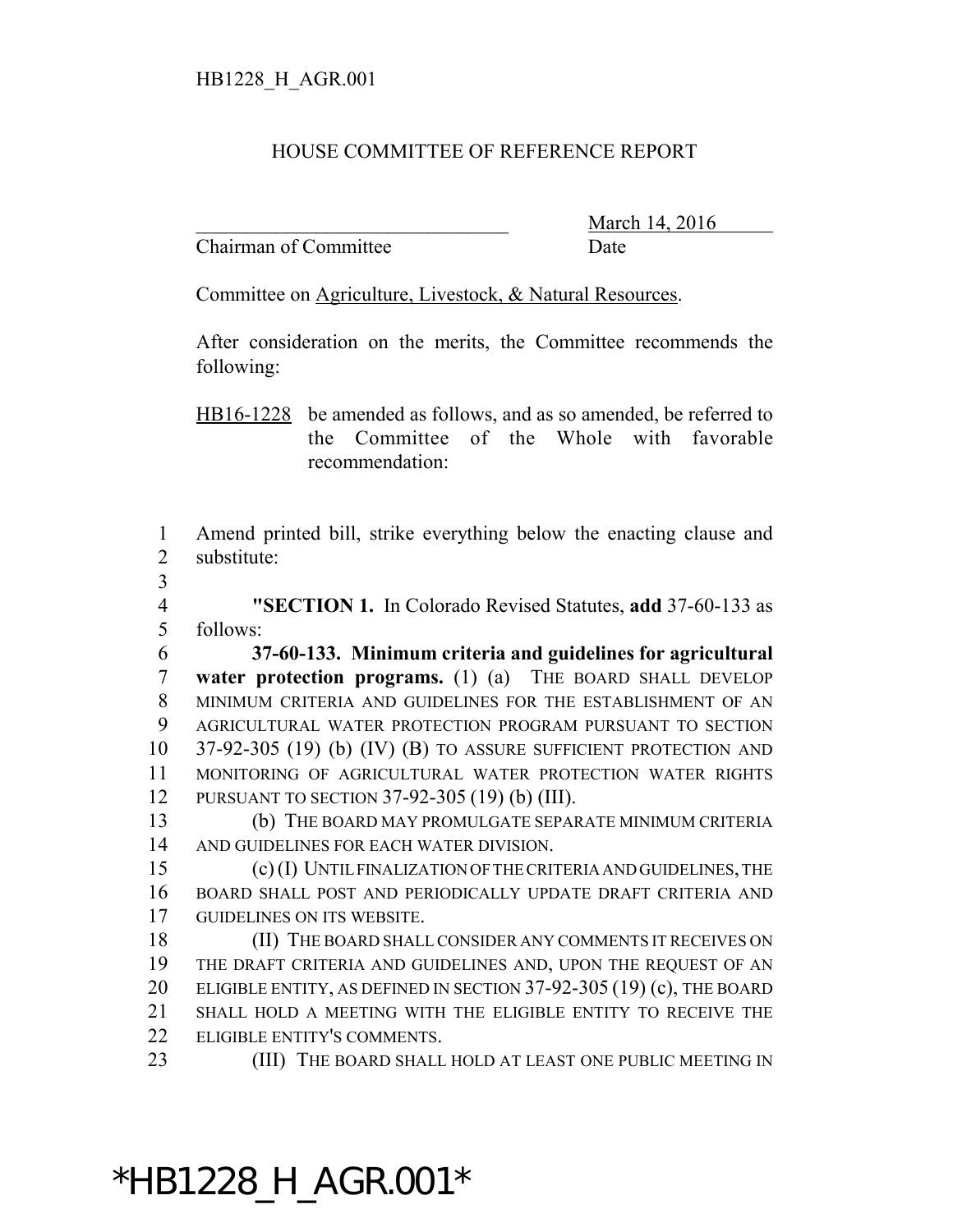HB1228_H_AGR.001

HOUSE COMMITTEE OF REFERENCE REPORT

_______________________________ March 14, 2016
Chairman of Committee Date

Committee on Agriculture, Livestock, & Natural Resources.

After consideration on the merits, the Committee recommends the following:

HB16-1228 be amended as follows, and as so amended, be referred to the Committee of the Whole with favorable recommendation:

1 Amend printed bill, strike everything below the enacting clause and
2 substitute:
3
4 **"SECTION 1.** In Colorado Revised Statutes, **add** 37-60-133 as
5 follows:
6 **37-60-133. Minimum criteria and guidelines for agricultural**
7 **water protection programs.** (1) (a) THE BOARD SHALL DEVELOP
8 MINIMUM CRITERIA AND GUIDELINES FOR THE ESTABLISHMENT OF AN
9 AGRICULTURAL WATER PROTECTION PROGRAM PURSUANT TO SECTION
10 37-92-305 (19) (b) (IV) (B) TO ASSURE SUFFICIENT PROTECTION AND
11 MONITORING OF AGRICULTURAL WATER PROTECTION WATER RIGHTS
12 PURSUANT TO SECTION 37-92-305 (19) (b) (III).
13 (b) THE BOARD MAY PROMULGATE SEPARATE MINIMUM CRITERIA
14 AND GUIDELINES FOR EACH WATER DIVISION.
15 (c) (I) UNTIL FINALIZATION OF THE CRITERIA AND GUIDELINES, THE
16 BOARD SHALL POST AND PERIODICALLY UPDATE DRAFT CRITERIA AND
17 GUIDELINES ON ITS WEBSITE.
18 (II) THE BOARD SHALL CONSIDER ANY COMMENTS IT RECEIVES ON
19 THE DRAFT CRITERIA AND GUIDELINES AND, UPON THE REQUEST OF AN
20 ELIGIBLE ENTITY, AS DEFINED IN SECTION 37-92-305 (19) (c), THE BOARD
21 SHALL HOLD A MEETING WITH THE ELIGIBLE ENTITY TO RECEIVE THE
22 ELIGIBLE ENTITY'S COMMENTS.
23 (III) THE BOARD SHALL HOLD AT LEAST ONE PUBLIC MEETING IN

*HB1228_H_AGR.001*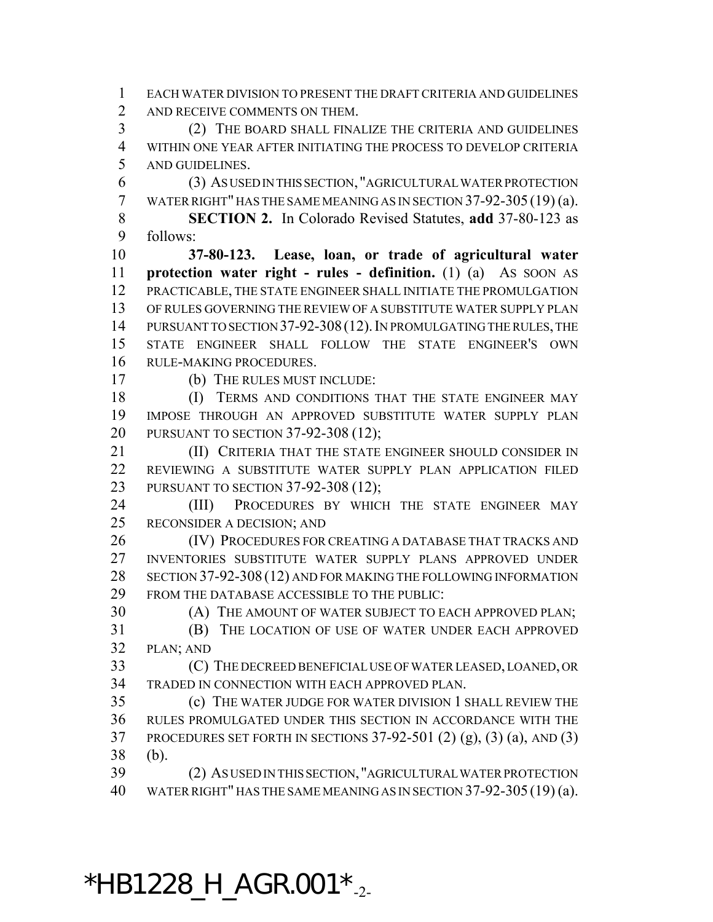EACH WATER DIVISION TO PRESENT THE DRAFT CRITERIA AND GUIDELINES AND RECEIVE COMMENTS ON THEM.

(2) THE BOARD SHALL FINALIZE THE CRITERIA AND GUIDELINES WITHIN ONE YEAR AFTER INITIATING THE PROCESS TO DEVELOP CRITERIA AND GUIDELINES.

(3) AS USED IN THIS SECTION, "AGRICULTURAL WATER PROTECTION WATER RIGHT" HAS THE SAME MEANING AS IN SECTION 37-92-305 (19) (a).

**SECTION 2.** In Colorado Revised Statutes, **add** 37-80-123 as follows:

**37-80-123. Lease, loan, or trade of agricultural water protection water right - rules - definition.** (1) (a) AS SOON AS PRACTICABLE, THE STATE ENGINEER SHALL INITIATE THE PROMULGATION OF RULES GOVERNING THE REVIEW OF A SUBSTITUTE WATER SUPPLY PLAN PURSUANT TO SECTION 37-92-308 (12). IN PROMULGATING THE RULES, THE STATE ENGINEER SHALL FOLLOW THE STATE ENGINEER'S OWN RULE-MAKING PROCEDURES.

(b) THE RULES MUST INCLUDE:

(I) TERMS AND CONDITIONS THAT THE STATE ENGINEER MAY IMPOSE THROUGH AN APPROVED SUBSTITUTE WATER SUPPLY PLAN PURSUANT TO SECTION 37-92-308 (12);

(II) CRITERIA THAT THE STATE ENGINEER SHOULD CONSIDER IN REVIEWING A SUBSTITUTE WATER SUPPLY PLAN APPLICATION FILED PURSUANT TO SECTION 37-92-308 (12);

(III) PROCEDURES BY WHICH THE STATE ENGINEER MAY RECONSIDER A DECISION; AND

(IV) PROCEDURES FOR CREATING A DATABASE THAT TRACKS AND INVENTORIES SUBSTITUTE WATER SUPPLY PLANS APPROVED UNDER SECTION 37-92-308 (12) AND FOR MAKING THE FOLLOWING INFORMATION FROM THE DATABASE ACCESSIBLE TO THE PUBLIC:

(A) THE AMOUNT OF WATER SUBJECT TO EACH APPROVED PLAN;

(B) THE LOCATION OF USE OF WATER UNDER EACH APPROVED PLAN; AND

(C) THE DECREED BENEFICIAL USE OF WATER LEASED, LOANED, OR TRADED IN CONNECTION WITH EACH APPROVED PLAN.

(c) THE WATER JUDGE FOR WATER DIVISION 1 SHALL REVIEW THE RULES PROMULGATED UNDER THIS SECTION IN ACCORDANCE WITH THE PROCEDURES SET FORTH IN SECTIONS 37-92-501 (2) (g), (3) (a), AND (3) (b).

(2) AS USED IN THIS SECTION, "AGRICULTURAL WATER PROTECTION WATER RIGHT" HAS THE SAME MEANING AS IN SECTION 37-92-305 (19) (a).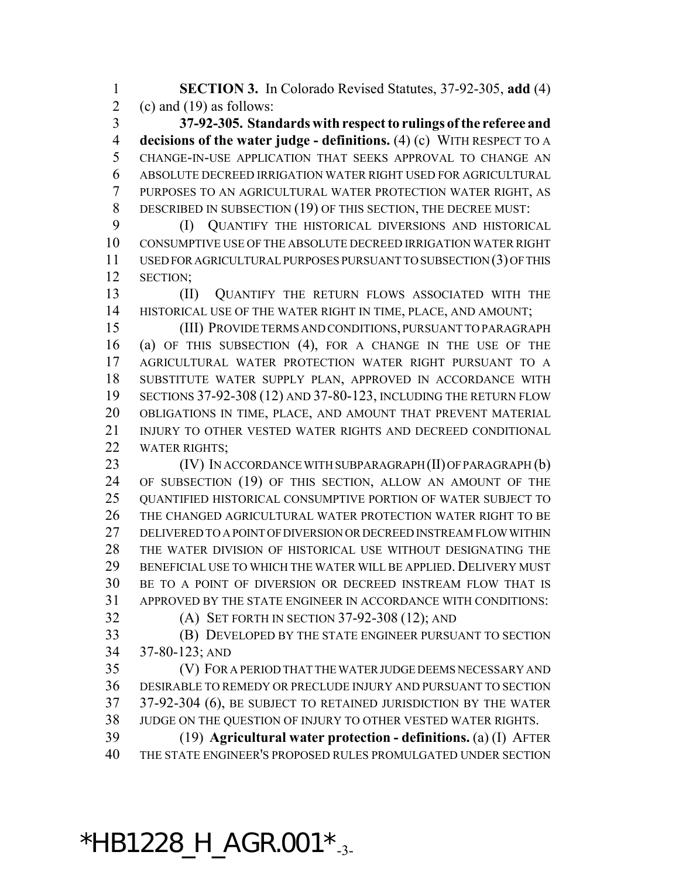**SECTION 3.** In Colorado Revised Statutes, 37-92-305, **add** (4) (c) and (19) as follows:

**37-92-305. Standards with respect to rulings of the referee and decisions of the water judge - definitions.** (4) (c) WITH RESPECT TO A CHANGE-IN-USE APPLICATION THAT SEEKS APPROVAL TO CHANGE AN ABSOLUTE DECREED IRRIGATION WATER RIGHT USED FOR AGRICULTURAL PURPOSES TO AN AGRICULTURAL WATER PROTECTION WATER RIGHT, AS DESCRIBED IN SUBSECTION (19) OF THIS SECTION, THE DECREE MUST:

(I) QUANTIFY THE HISTORICAL DIVERSIONS AND HISTORICAL CONSUMPTIVE USE OF THE ABSOLUTE DECREED IRRIGATION WATER RIGHT USED FOR AGRICULTURAL PURPOSES PURSUANT TO SUBSECTION (3) OF THIS SECTION;

(II) QUANTIFY THE RETURN FLOWS ASSOCIATED WITH THE HISTORICAL USE OF THE WATER RIGHT IN TIME, PLACE, AND AMOUNT;

(III) PROVIDE TERMS AND CONDITIONS, PURSUANT TO PARAGRAPH (a) OF THIS SUBSECTION (4), FOR A CHANGE IN THE USE OF THE AGRICULTURAL WATER PROTECTION WATER RIGHT PURSUANT TO A SUBSTITUTE WATER SUPPLY PLAN, APPROVED IN ACCORDANCE WITH SECTIONS 37-92-308 (12) AND 37-80-123, INCLUDING THE RETURN FLOW OBLIGATIONS IN TIME, PLACE, AND AMOUNT THAT PREVENT MATERIAL INJURY TO OTHER VESTED WATER RIGHTS AND DECREED CONDITIONAL WATER RIGHTS;

(IV) IN ACCORDANCE WITH SUBPARAGRAPH (II) OF PARAGRAPH (b) OF SUBSECTION (19) OF THIS SECTION, ALLOW AN AMOUNT OF THE QUANTIFIED HISTORICAL CONSUMPTIVE PORTION OF WATER SUBJECT TO THE CHANGED AGRICULTURAL WATER PROTECTION WATER RIGHT TO BE DELIVERED TO A POINT OF DIVERSION OR DECREED INSTREAM FLOW WITHIN THE WATER DIVISION OF HISTORICAL USE WITHOUT DESIGNATING THE BENEFICIAL USE TO WHICH THE WATER WILL BE APPLIED. DELIVERY MUST BE TO A POINT OF DIVERSION OR DECREED INSTREAM FLOW THAT IS APPROVED BY THE STATE ENGINEER IN ACCORDANCE WITH CONDITIONS:

(A) SET FORTH IN SECTION 37-92-308 (12); AND

(B) DEVELOPED BY THE STATE ENGINEER PURSUANT TO SECTION 37-80-123; AND

(V) FOR A PERIOD THAT THE WATER JUDGE DEEMS NECESSARY AND DESIRABLE TO REMEDY OR PRECLUDE INJURY AND PURSUANT TO SECTION 37-92-304 (6), BE SUBJECT TO RETAINED JURISDICTION BY THE WATER JUDGE ON THE QUESTION OF INJURY TO OTHER VESTED WATER RIGHTS.

(19) **Agricultural water protection - definitions.** (a) (I) AFTER THE STATE ENGINEER'S PROPOSED RULES PROMULGATED UNDER SECTION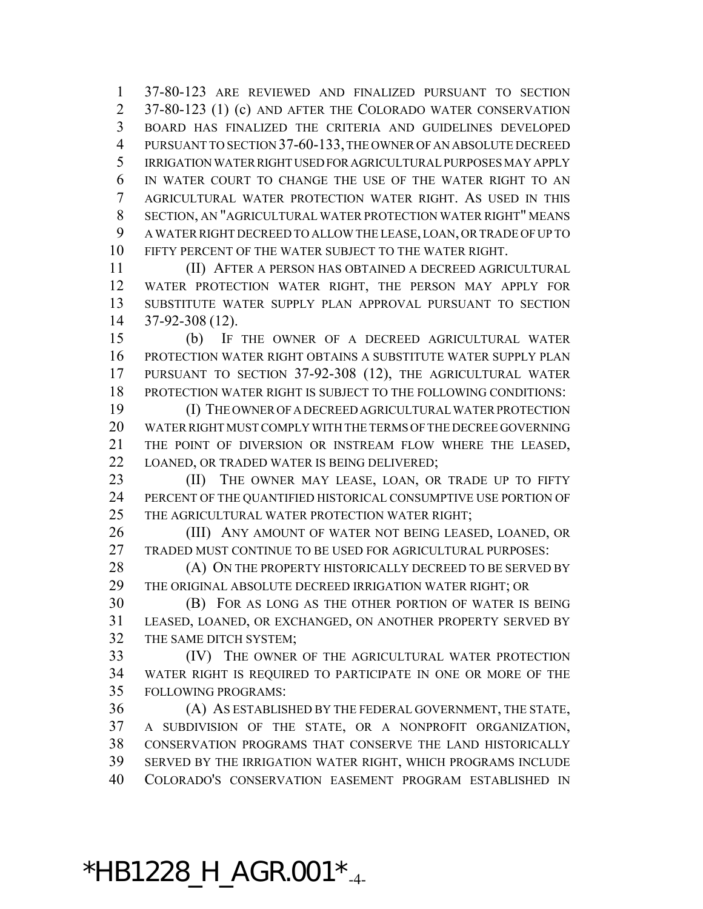37-80-123 ARE REVIEWED AND FINALIZED PURSUANT TO SECTION 37-80-123 (1) (c) AND AFTER THE COLORADO WATER CONSERVATION BOARD HAS FINALIZED THE CRITERIA AND GUIDELINES DEVELOPED PURSUANT TO SECTION 37-60-133, THE OWNER OF AN ABSOLUTE DECREED IRRIGATION WATER RIGHT USED FOR AGRICULTURAL PURPOSES MAY APPLY IN WATER COURT TO CHANGE THE USE OF THE WATER RIGHT TO AN AGRICULTURAL WATER PROTECTION WATER RIGHT. AS USED IN THIS SECTION, AN "AGRICULTURAL WATER PROTECTION WATER RIGHT" MEANS A WATER RIGHT DECREED TO ALLOW THE LEASE, LOAN, OR TRADE OF UP TO FIFTY PERCENT OF THE WATER SUBJECT TO THE WATER RIGHT.

(II) AFTER A PERSON HAS OBTAINED A DECREED AGRICULTURAL WATER PROTECTION WATER RIGHT, THE PERSON MAY APPLY FOR SUBSTITUTE WATER SUPPLY PLAN APPROVAL PURSUANT TO SECTION 37-92-308 (12).

(b) IF THE OWNER OF A DECREED AGRICULTURAL WATER PROTECTION WATER RIGHT OBTAINS A SUBSTITUTE WATER SUPPLY PLAN PURSUANT TO SECTION 37-92-308 (12), THE AGRICULTURAL WATER PROTECTION WATER RIGHT IS SUBJECT TO THE FOLLOWING CONDITIONS:

(I) THE OWNER OF A DECREED AGRICULTURAL WATER PROTECTION WATER RIGHT MUST COMPLY WITH THE TERMS OF THE DECREE GOVERNING THE POINT OF DIVERSION OR INSTREAM FLOW WHERE THE LEASED, LOANED, OR TRADED WATER IS BEING DELIVERED;

(II) THE OWNER MAY LEASE, LOAN, OR TRADE UP TO FIFTY PERCENT OF THE QUANTIFIED HISTORICAL CONSUMPTIVE USE PORTION OF THE AGRICULTURAL WATER PROTECTION WATER RIGHT;

(III) ANY AMOUNT OF WATER NOT BEING LEASED, LOANED, OR TRADED MUST CONTINUE TO BE USED FOR AGRICULTURAL PURPOSES:

(A) ON THE PROPERTY HISTORICALLY DECREED TO BE SERVED BY THE ORIGINAL ABSOLUTE DECREED IRRIGATION WATER RIGHT; OR

(B) FOR AS LONG AS THE OTHER PORTION OF WATER IS BEING LEASED, LOANED, OR EXCHANGED, ON ANOTHER PROPERTY SERVED BY THE SAME DITCH SYSTEM;

(IV) THE OWNER OF THE AGRICULTURAL WATER PROTECTION WATER RIGHT IS REQUIRED TO PARTICIPATE IN ONE OR MORE OF THE FOLLOWING PROGRAMS:

(A) AS ESTABLISHED BY THE FEDERAL GOVERNMENT, THE STATE, A SUBDIVISION OF THE STATE, OR A NONPROFIT ORGANIZATION, CONSERVATION PROGRAMS THAT CONSERVE THE LAND HISTORICALLY SERVED BY THE IRRIGATION WATER RIGHT, WHICH PROGRAMS INCLUDE COLORADO'S CONSERVATION EASEMENT PROGRAM ESTABLISHED IN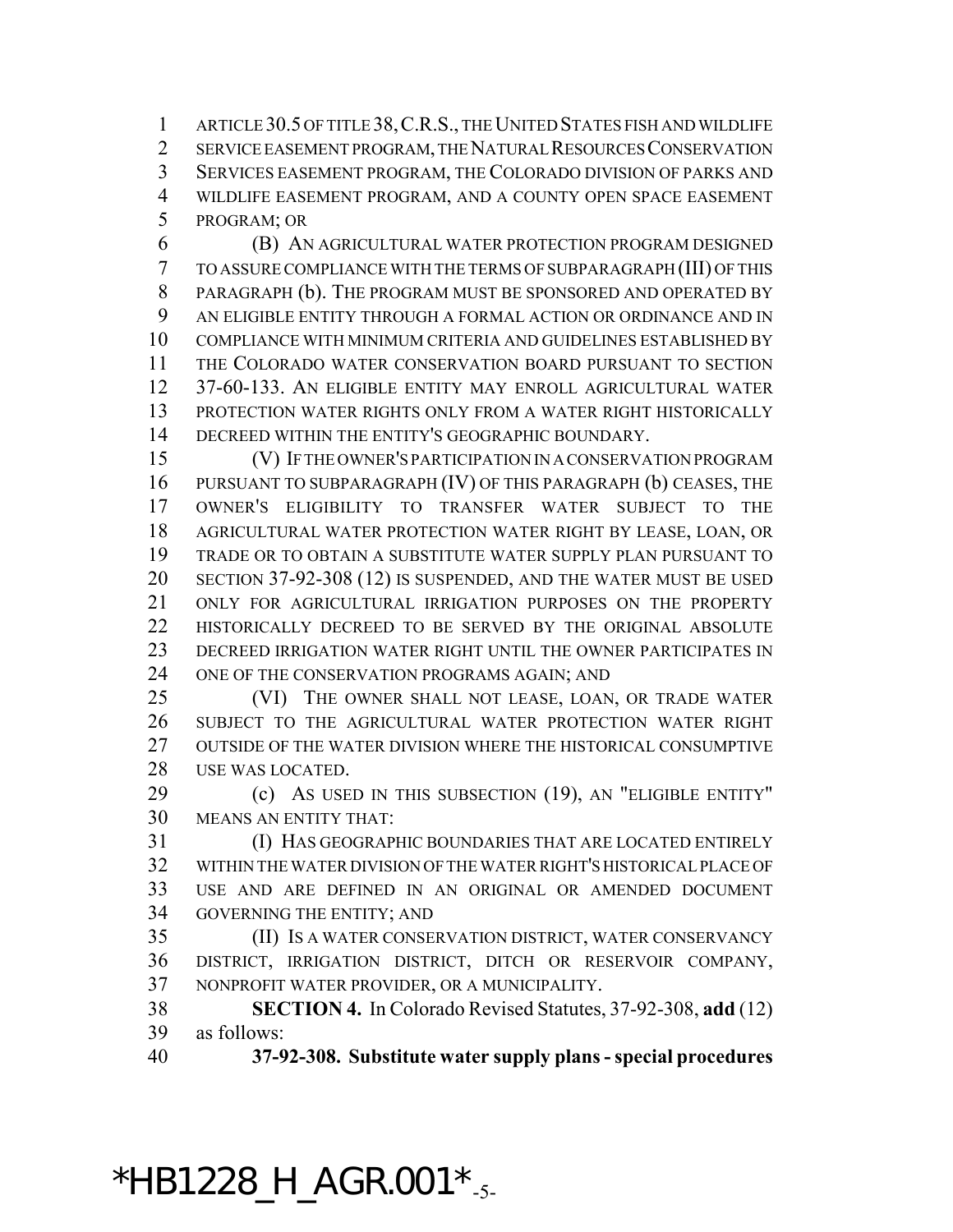ARTICLE 30.5 OF TITLE 38, C.R.S., THE UNITED STATES FISH AND WILDLIFE SERVICE EASEMENT PROGRAM, THE NATURAL RESOURCES CONSERVATION SERVICES EASEMENT PROGRAM, THE COLORADO DIVISION OF PARKS AND WILDLIFE EASEMENT PROGRAM, AND A COUNTY OPEN SPACE EASEMENT PROGRAM; OR

(B) AN AGRICULTURAL WATER PROTECTION PROGRAM DESIGNED TO ASSURE COMPLIANCE WITH THE TERMS OF SUBPARAGRAPH (III) OF THIS PARAGRAPH (b). THE PROGRAM MUST BE SPONSORED AND OPERATED BY AN ELIGIBLE ENTITY THROUGH A FORMAL ACTION OR ORDINANCE AND IN COMPLIANCE WITH MINIMUM CRITERIA AND GUIDELINES ESTABLISHED BY THE COLORADO WATER CONSERVATION BOARD PURSUANT TO SECTION 37-60-133. AN ELIGIBLE ENTITY MAY ENROLL AGRICULTURAL WATER PROTECTION WATER RIGHTS ONLY FROM A WATER RIGHT HISTORICALLY DECREED WITHIN THE ENTITY'S GEOGRAPHIC BOUNDARY.

(V) IF THE OWNER'S PARTICIPATION IN A CONSERVATION PROGRAM PURSUANT TO SUBPARAGRAPH (IV) OF THIS PARAGRAPH (b) CEASES, THE OWNER'S ELIGIBILITY TO TRANSFER WATER SUBJECT TO THE AGRICULTURAL WATER PROTECTION WATER RIGHT BY LEASE, LOAN, OR TRADE OR TO OBTAIN A SUBSTITUTE WATER SUPPLY PLAN PURSUANT TO SECTION 37-92-308 (12) IS SUSPENDED, AND THE WATER MUST BE USED ONLY FOR AGRICULTURAL IRRIGATION PURPOSES ON THE PROPERTY HISTORICALLY DECREED TO BE SERVED BY THE ORIGINAL ABSOLUTE DECREED IRRIGATION WATER RIGHT UNTIL THE OWNER PARTICIPATES IN ONE OF THE CONSERVATION PROGRAMS AGAIN; AND

(VI) THE OWNER SHALL NOT LEASE, LOAN, OR TRADE WATER SUBJECT TO THE AGRICULTURAL WATER PROTECTION WATER RIGHT OUTSIDE OF THE WATER DIVISION WHERE THE HISTORICAL CONSUMPTIVE USE WAS LOCATED.

(c) AS USED IN THIS SUBSECTION (19), AN "ELIGIBLE ENTITY" MEANS AN ENTITY THAT:

(I) HAS GEOGRAPHIC BOUNDARIES THAT ARE LOCATED ENTIRELY WITHIN THE WATER DIVISION OF THE WATER RIGHT'S HISTORICAL PLACE OF USE AND ARE DEFINED IN AN ORIGINAL OR AMENDED DOCUMENT GOVERNING THE ENTITY; AND

(II) IS A WATER CONSERVATION DISTRICT, WATER CONSERVANCY DISTRICT, IRRIGATION DISTRICT, DITCH OR RESERVOIR COMPANY, NONPROFIT WATER PROVIDER, OR A MUNICIPALITY.

**SECTION 4.** In Colorado Revised Statutes, 37-92-308, **add** (12) as follows:

**37-92-308. Substitute water supply plans - special procedures**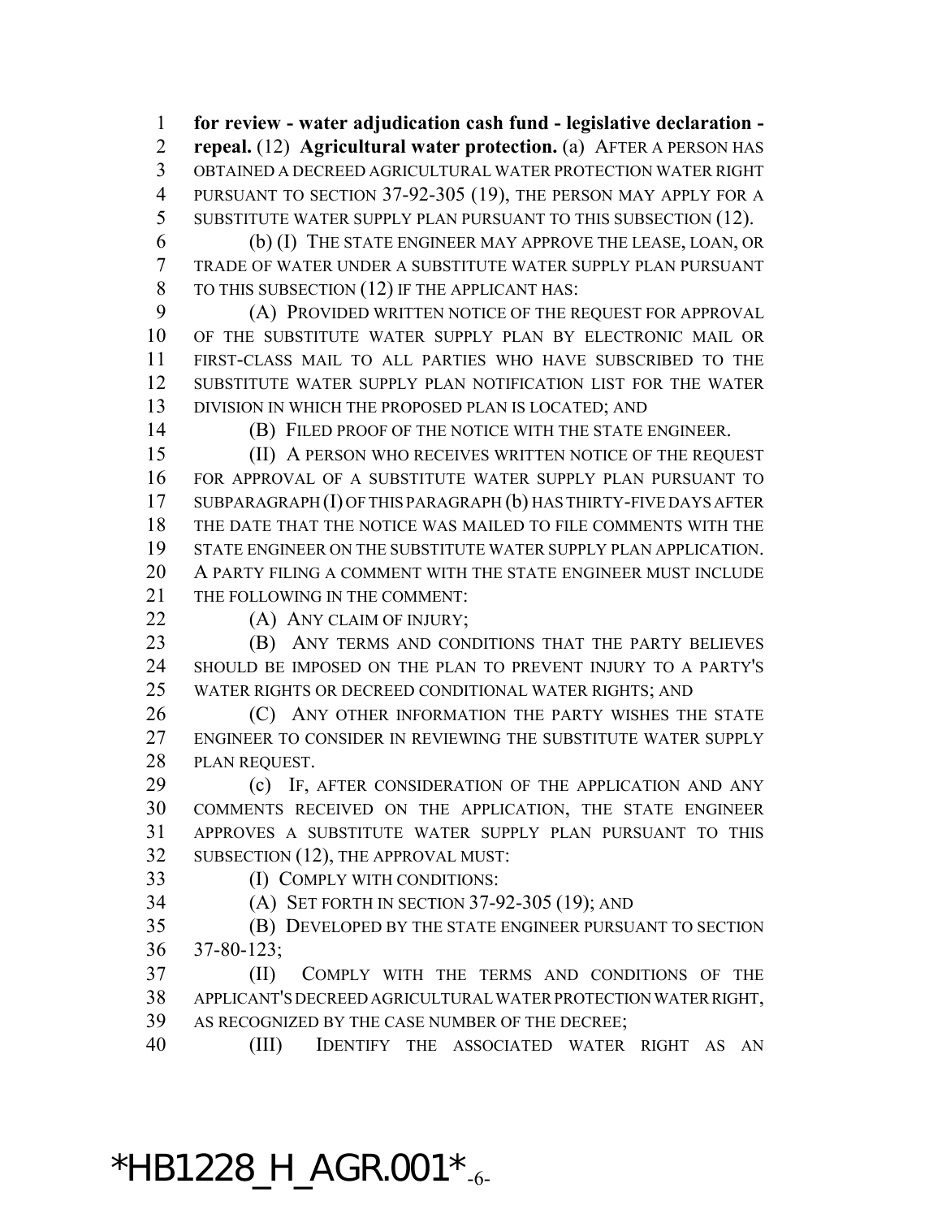**for review - water adjudication cash fund - legislative declaration - repeal.** (12) **Agricultural water protection.** (a) AFTER A PERSON HAS OBTAINED A DECREED AGRICULTURAL WATER PROTECTION WATER RIGHT PURSUANT TO SECTION 37-92-305 (19), THE PERSON MAY APPLY FOR A SUBSTITUTE WATER SUPPLY PLAN PURSUANT TO THIS SUBSECTION (12).

(b) (I) THE STATE ENGINEER MAY APPROVE THE LEASE, LOAN, OR TRADE OF WATER UNDER A SUBSTITUTE WATER SUPPLY PLAN PURSUANT TO THIS SUBSECTION (12) IF THE APPLICANT HAS:

(A) PROVIDED WRITTEN NOTICE OF THE REQUEST FOR APPROVAL OF THE SUBSTITUTE WATER SUPPLY PLAN BY ELECTRONIC MAIL OR FIRST-CLASS MAIL TO ALL PARTIES WHO HAVE SUBSCRIBED TO THE SUBSTITUTE WATER SUPPLY PLAN NOTIFICATION LIST FOR THE WATER DIVISION IN WHICH THE PROPOSED PLAN IS LOCATED; AND

(B) FILED PROOF OF THE NOTICE WITH THE STATE ENGINEER.

(II) A PERSON WHO RECEIVES WRITTEN NOTICE OF THE REQUEST FOR APPROVAL OF A SUBSTITUTE WATER SUPPLY PLAN PURSUANT TO SUBPARAGRAPH (I) OF THIS PARAGRAPH (b) HAS THIRTY-FIVE DAYS AFTER THE DATE THAT THE NOTICE WAS MAILED TO FILE COMMENTS WITH THE STATE ENGINEER ON THE SUBSTITUTE WATER SUPPLY PLAN APPLICATION. A PARTY FILING A COMMENT WITH THE STATE ENGINEER MUST INCLUDE THE FOLLOWING IN THE COMMENT:

(A) ANY CLAIM OF INJURY;

(B) ANY TERMS AND CONDITIONS THAT THE PARTY BELIEVES SHOULD BE IMPOSED ON THE PLAN TO PREVENT INJURY TO A PARTY'S WATER RIGHTS OR DECREED CONDITIONAL WATER RIGHTS; AND

(C) ANY OTHER INFORMATION THE PARTY WISHES THE STATE ENGINEER TO CONSIDER IN REVIEWING THE SUBSTITUTE WATER SUPPLY PLAN REQUEST.

(c) IF, AFTER CONSIDERATION OF THE APPLICATION AND ANY COMMENTS RECEIVED ON THE APPLICATION, THE STATE ENGINEER APPROVES A SUBSTITUTE WATER SUPPLY PLAN PURSUANT TO THIS SUBSECTION (12), THE APPROVAL MUST:

(I) COMPLY WITH CONDITIONS:

(A) SET FORTH IN SECTION 37-92-305 (19); AND

(B) DEVELOPED BY THE STATE ENGINEER PURSUANT TO SECTION 37-80-123;

(II) COMPLY WITH THE TERMS AND CONDITIONS OF THE APPLICANT'S DECREED AGRICULTURAL WATER PROTECTION WATER RIGHT, AS RECOGNIZED BY THE CASE NUMBER OF THE DECREE;

(III) IDENTIFY THE ASSOCIATED WATER RIGHT AS AN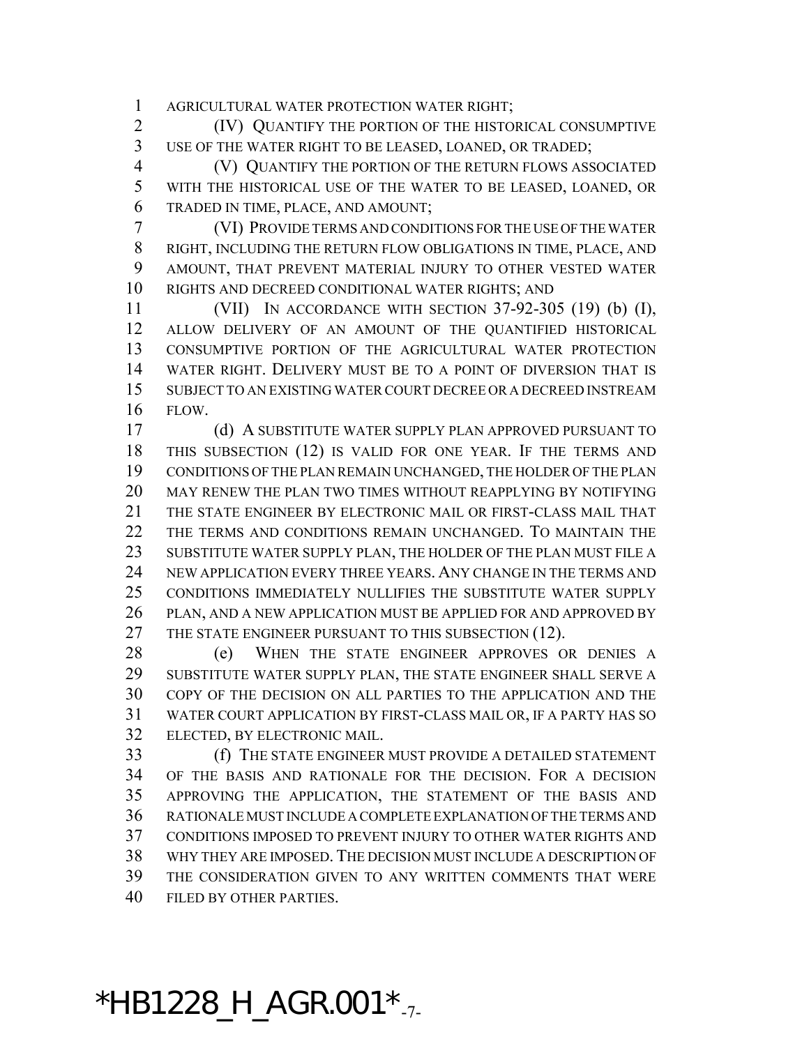AGRICULTURAL WATER PROTECTION WATER RIGHT;

(IV) QUANTIFY THE PORTION OF THE HISTORICAL CONSUMPTIVE USE OF THE WATER RIGHT TO BE LEASED, LOANED, OR TRADED;

(V) QUANTIFY THE PORTION OF THE RETURN FLOWS ASSOCIATED WITH THE HISTORICAL USE OF THE WATER TO BE LEASED, LOANED, OR TRADED IN TIME, PLACE, AND AMOUNT;

(VI) PROVIDE TERMS AND CONDITIONS FOR THE USE OF THE WATER RIGHT, INCLUDING THE RETURN FLOW OBLIGATIONS IN TIME, PLACE, AND AMOUNT, THAT PREVENT MATERIAL INJURY TO OTHER VESTED WATER RIGHTS AND DECREED CONDITIONAL WATER RIGHTS; AND

(VII) IN ACCORDANCE WITH SECTION 37-92-305 (19) (b) (I), ALLOW DELIVERY OF AN AMOUNT OF THE QUANTIFIED HISTORICAL CONSUMPTIVE PORTION OF THE AGRICULTURAL WATER PROTECTION WATER RIGHT. DELIVERY MUST BE TO A POINT OF DIVERSION THAT IS SUBJECT TO AN EXISTING WATER COURT DECREE OR A DECREED INSTREAM FLOW.

(d) A SUBSTITUTE WATER SUPPLY PLAN APPROVED PURSUANT TO THIS SUBSECTION (12) IS VALID FOR ONE YEAR. IF THE TERMS AND CONDITIONS OF THE PLAN REMAIN UNCHANGED, THE HOLDER OF THE PLAN MAY RENEW THE PLAN TWO TIMES WITHOUT REAPPLYING BY NOTIFYING THE STATE ENGINEER BY ELECTRONIC MAIL OR FIRST-CLASS MAIL THAT THE TERMS AND CONDITIONS REMAIN UNCHANGED. TO MAINTAIN THE SUBSTITUTE WATER SUPPLY PLAN, THE HOLDER OF THE PLAN MUST FILE A NEW APPLICATION EVERY THREE YEARS. ANY CHANGE IN THE TERMS AND CONDITIONS IMMEDIATELY NULLIFIES THE SUBSTITUTE WATER SUPPLY PLAN, AND A NEW APPLICATION MUST BE APPLIED FOR AND APPROVED BY THE STATE ENGINEER PURSUANT TO THIS SUBSECTION (12).

(e) WHEN THE STATE ENGINEER APPROVES OR DENIES A SUBSTITUTE WATER SUPPLY PLAN, THE STATE ENGINEER SHALL SERVE A COPY OF THE DECISION ON ALL PARTIES TO THE APPLICATION AND THE WATER COURT APPLICATION BY FIRST-CLASS MAIL OR, IF A PARTY HAS SO ELECTED, BY ELECTRONIC MAIL.

(f) THE STATE ENGINEER MUST PROVIDE A DETAILED STATEMENT OF THE BASIS AND RATIONALE FOR THE DECISION. FOR A DECISION APPROVING THE APPLICATION, THE STATEMENT OF THE BASIS AND RATIONALE MUST INCLUDE A COMPLETE EXPLANATION OF THE TERMS AND CONDITIONS IMPOSED TO PREVENT INJURY TO OTHER WATER RIGHTS AND WHY THEY ARE IMPOSED. THE DECISION MUST INCLUDE A DESCRIPTION OF THE CONSIDERATION GIVEN TO ANY WRITTEN COMMENTS THAT WERE FILED BY OTHER PARTIES.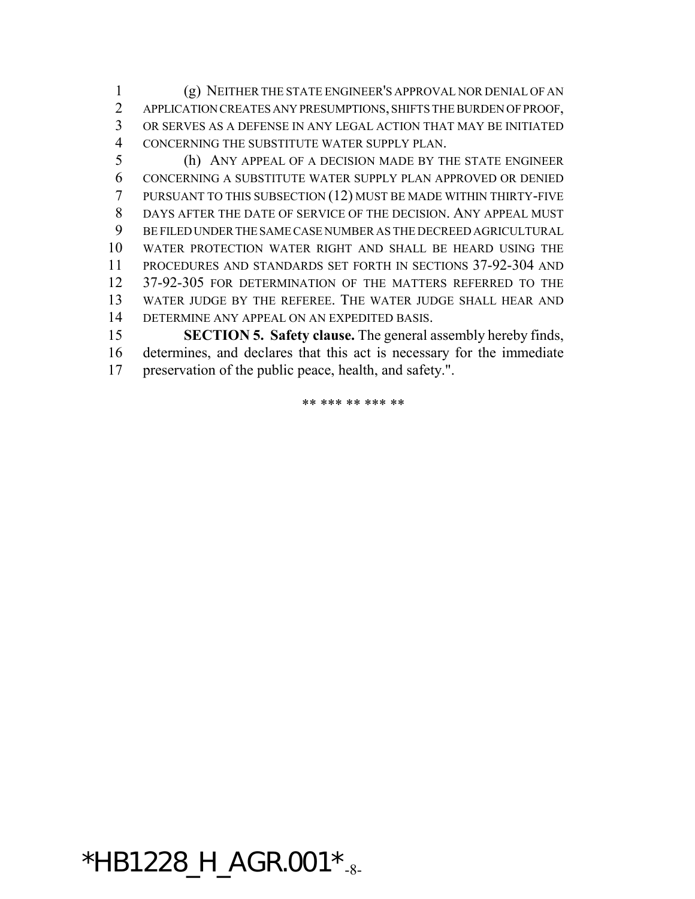(g) NEITHER THE STATE ENGINEER'S APPROVAL NOR DENIAL OF AN APPLICATION CREATES ANY PRESUMPTIONS, SHIFTS THE BURDEN OF PROOF, OR SERVES AS A DEFENSE IN ANY LEGAL ACTION THAT MAY BE INITIATED CONCERNING THE SUBSTITUTE WATER SUPPLY PLAN.

(h) ANY APPEAL OF A DECISION MADE BY THE STATE ENGINEER CONCERNING A SUBSTITUTE WATER SUPPLY PLAN APPROVED OR DENIED PURSUANT TO THIS SUBSECTION (12) MUST BE MADE WITHIN THIRTY-FIVE DAYS AFTER THE DATE OF SERVICE OF THE DECISION. ANY APPEAL MUST BE FILED UNDER THE SAME CASE NUMBER AS THE DECREED AGRICULTURAL WATER PROTECTION WATER RIGHT AND SHALL BE HEARD USING THE PROCEDURES AND STANDARDS SET FORTH IN SECTIONS 37-92-304 AND 37-92-305 FOR DETERMINATION OF THE MATTERS REFERRED TO THE WATER JUDGE BY THE REFEREE. THE WATER JUDGE SHALL HEAR AND DETERMINE ANY APPEAL ON AN EXPEDITED BASIS.

**SECTION 5. Safety clause.** The general assembly hereby finds, determines, and declares that this act is necessary for the immediate preservation of the public peace, health, and safety.".

** *** ** *** **

*HB1228_H_AGR.001*